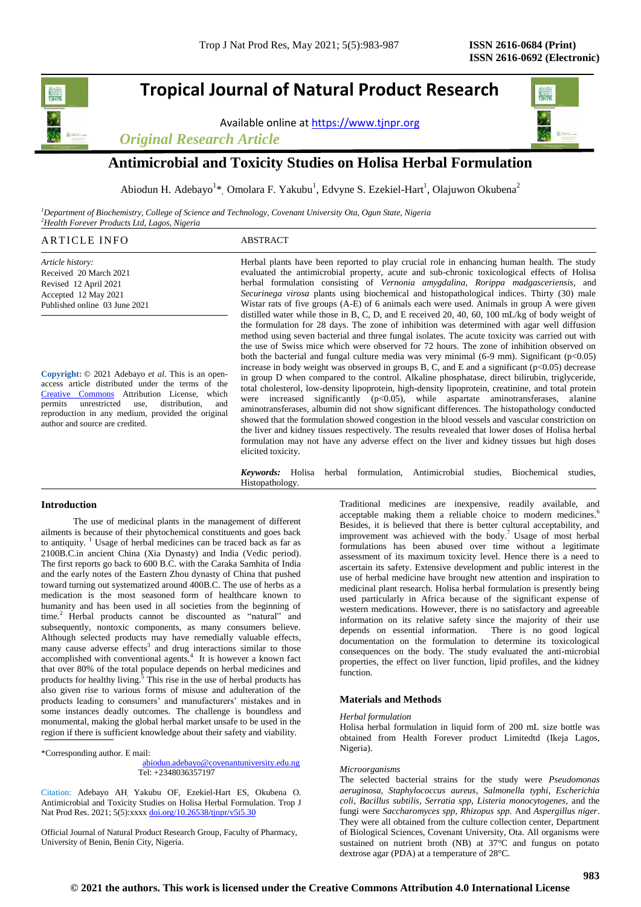# Tropical Journal of Natural Product Research

Available online at https://www.tjnpr.org

*Original Research Article*

# Antimicrobial and Toxicity Studies on Holisa Herbal Formulation

Abiodun H. Adebayo[1]*, Omolara F. Yakubu[1], Edvyne S. Ezekiel-Hart[1], Olajuwon Okubena[2]

[1]Department of Biochemistry, College of Science and Technology, Covenant University Ota, Ogun State, Nigeria
[2]Health Forever Products Ltd, Lagos, Nigeria

## ARTICLE INFO

*Article history:*
Received 20 March 2021
Revised 12 April 2021
Accepted 12 May 2021
Published online 03 June 2021

**Copyright:** © 2021 Adebayo *et al*. This is an open-access article distributed under the terms of the Creative Commons Attribution License, which permits unrestricted use, distribution, and reproduction in any medium, provided the original author and source are credited.

## ABSTRACT

Herbal plants have been reported to play crucial role in enhancing human health. The study evaluated the antimicrobial property, acute and sub-chronic toxicological effects of Holisa herbal formulation consisting of *Vernonia amygdalina*, *Rorippa madgasceriensis*, and *Securinega virosa* plants using biochemical and histopathological indices. Thirty (30) male Wistar rats of five groups (A-E) of 6 animals each were used. Animals in group A were given distilled water while those in B, C, D, and E received 20, 40, 60, 100 mL/kg of body weight of the formulation for 28 days. The zone of inhibition was determined with agar well diffusion method using seven bacterial and three fungal isolates. The acute toxicity was carried out with the use of Swiss mice which were observed for 72 hours. The zone of inhibition observed on both the bacterial and fungal culture media was very minimal (6-9 mm). Significant ($p<0.05$) increase in body weight was observed in groups B, C, and E and a significant ($p<0.05$) decrease in group D when compared to the control. Alkaline phosphatase, direct bilirubin, triglyceride, total cholesterol, low-density lipoprotein, high-density lipoprotein, creatinine, and total protein were increased significantly ($p<0.05$), while aspartate aminotransferases, alanine aminotransferases, albumin did not show significant differences. The histopathology conducted showed that the formulation showed congestion in the blood vessels and vascular constriction on the liver and kidney tissues respectively. The results revealed that lower doses of Holisa herbal formulation may not have any adverse effect on the liver and kidney tissues but high doses elicited toxicity.

***Keywords:*** Holisa herbal formulation, Antimicrobial studies, Biochemical studies, Histopathology.

## Introduction

The use of medicinal plants in the management of different ailments is because of their phytochemical constituents and goes back to antiquity.[1] Usage of herbal medicines can be traced back as far as 2100B.C.in ancient China (Xia Dynasty) and India (Vedic period). The first reports go back to 600 B.C. with the Caraka Samhita of India and the early notes of the Eastern Zhou dynasty of China that pushed toward turning out systematized around 400B.C. The use of herbs as a medication is the most seasoned form of healthcare known to humanity and has been used in all societies from the beginning of time.[2] Herbal products cannot be discounted as "natural" and subsequently, nontoxic components, as many consumers believe. Although selected products may have remedially valuable effects, many cause adverse effects[3] and drug interactions similar to those accomplished with conventional agents.[4] It is however a known fact that over 80% of the total populace depends on herbal medicines and products for healthy living.[5] This rise in the use of herbal products has also given rise to various forms of misuse and adulteration of the products leading to consumers' and manufacturers' mistakes and in some instances deadly outcomes. The challenge is boundless and monumental, making the global herbal market unsafe to be used in the region if there is sufficient knowledge about their safety and viability.

Traditional medicines are inexpensive, readily available, and acceptable making them a reliable choice to modern medicines.[6] Besides, it is believed that there is better cultural acceptability, and improvement was achieved with the body.[7] Usage of most herbal formulations has been abused over time without a legitimate assessment of its maximum toxicity level. Hence there is a need to ascertain its safety. Extensive development and public interest in the use of herbal medicine have brought new attention and inspiration to medicinal plant research. Holisa herbal formulation is presently being used particularly in Africa because of the significant expense of western medications. However, there is no satisfactory and agreeable information on its relative safety since the majority of their use depends on essential information. There is no good logical documentation on the formulation to determine its toxicological consequences on the body. The study evaluated the anti-microbial properties, the effect on liver function, lipid profiles, and the kidney function.

## Materials and Methods

*Herbal formulation*

Holisa herbal formulation in liquid form of 200 mL size bottle was obtained from Health Forever product Limitedtd (Ikeja Lagos, Nigeria).

*Microorganisms*

The selected bacterial strains for the study were *Pseudomonas aeruginosa*, *Staphylococcus aureus*, *Salmonella typhi*, *Escherichia coli*, *Bacillus subtilis*, *Serratia spp*, *Listeria monocytogenes*, and the fungi were *Saccharomyces spp*, *Rhizopus spp*. And *Aspergillus niger*. They were all obtained from the culture collection center, Department of Biological Sciences, Covenant University, Ota. All organisms were sustained on nutrient broth (NB) at 37°C and fungus on potato dextrose agar (PDA) at a temperature of 28°C.

*Corresponding author. E mail: abiodun.adebayo@covenantuniversity.edu.ng
Tel: +2348036357197

Citation: Adebayo AH, Yakubu OF, Ezekiel-Hart ES, Okubena O. Antimicrobial and Toxicity Studies on Holisa Herbal Formulation. Trop J Nat Prod Res. 2021; 5(5):xxxx doi.org/10.26538/tjnpr/v5i5.30

Official Journal of Natural Product Research Group, Faculty of Pharmacy, University of Benin, Benin City, Nigeria.

© 2021 the authors. This work is licensed under the Creative Commons Attribution 4.0 International License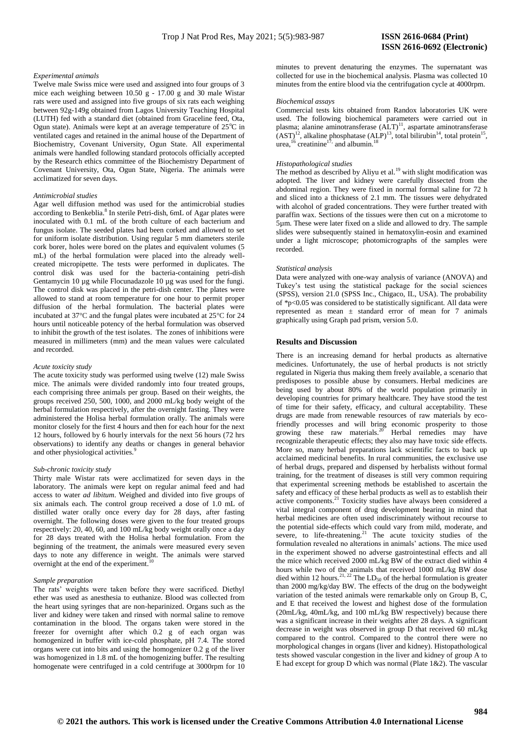*Experimental animals*

Twelve male Swiss mice were used and assigned into four groups of 3 mice each weighing between 10.50 g - 17.00 g and 30 male Wistar rats were used and assigned into five groups of six rats each weighing between 92g-149g obtained from Lagos University Teaching Hospital (LUTH) fed with a standard diet (obtained from Graceline feed, Ota, Ogun state). Animals were kept at an average temperature of 25°C in ventilated cages and retained in the animal house of the Department of Biochemistry, Covenant University, Ogun State. All experimental animals were handled following standard protocols officially accepted by the Research ethics committee of the Biochemistry Department of Covenant University, Ota, Ogun State, Nigeria. The animals were acclimatized for seven days.

*Antimicrobial studies*

Agar well diffusion method was used for the antimicrobial studies according to Benkeblia.[8] In sterile Petri-dish, 6mL of Agar plates were inoculated with 0.1 mL of the broth culture of each bacterium and fungus isolate. The seeded plates had been corked and allowed to set for uniform isolate distribution. Using regular 5 mm diameters sterile cork borer, holes were bored on the plates and equivalent volumes (5 mL) of the herbal formulation were placed into the already well-created micropipette. The tests were performed in duplicates. The control disk was used for the bacteria-containing petri-dish Gentamycin 10 µg while Flocunadazole 10 µg was used for the fungi. The control disk was placed in the petri-dish center. The plates were allowed to stand at room temperature for one hour to permit proper diffusion of the herbal formulation. The bacterial plates were incubated at 37°C and the fungal plates were incubated at 25°C for 24 hours until noticeable potency of the herbal formulation was observed to inhibit the growth of the test isolates. The zones of inhibitions were measured in millimeters (mm) and the mean values were calculated and recorded.

*Acute toxicity study*

The acute toxicity study was performed using twelve (12) male Swiss mice. The animals were divided randomly into four treated groups, each comprising three animals per group. Based on their weights, the groups received 250, 500, 1000, and 2000 mL/kg body weight of the herbal formulation respectively, after the overnight fasting. They were administered the Holisa herbal formulation orally. The animals were monitor closely for the first 4 hours and then for each hour for the next 12 hours, followed by 6 hourly intervals for the next 56 hours (72 hrs observations) to identify any deaths or changes in general behavior and other physiological activities.[9]

*Sub-chronic toxicity study*

Thirty male Wistar rats were acclimatized for seven days in the laboratory. The animals were kept on regular animal feed and had access to water *ad libitum*. Weighed and divided into five groups of six animals each. The control group received a dose of 1.0 mL of distilled water orally once every day for 28 days, after fasting overnight. The following doses were given to the four treated groups respectively: 20, 40, 60, and 100 mL/kg body weight orally once a day for 28 days treated with the Holisa herbal formulation. From the beginning of the treatment, the animals were measured every seven days to note any difference in weight. The animals were starved overnight at the end of the experiment.[10]

*Sample preparation*

The rats' weights were taken before they were sacrificed. Diethyl ether was used as anesthesia to euthanize. Blood was collected from the heart using syringes that are non-heparinized. Organs such as the liver and kidney were taken and rinsed with normal saline to remove contamination in the blood. The organs taken were stored in the freezer for overnight after which 0.2 g of each organ was homogenized in buffer with ice-cold phosphate, pH 7.4. The stored organs were cut into bits and using the homogenizer 0.2 g of the liver was homogenized in 1.8 mL of the homogenizing buffer. The resulting homogenate were centrifuged in a cold centrifuge at 3000rpm for 10 minutes to prevent denaturing the enzymes. The supernatant was collected for use in the biochemical analysis. Plasma was collected 10 minutes from the entire blood via the centrifugation cycle at 4000rpm.

*Biochemical assays*

Commercial tests kits obtained from Randox laboratories UK were used. The following biochemical parameters were carried out in plasma; alanine aminotransferase (ALT)[11], aspartate aminotransferase (AST)[12], alkaline phosphatase (ALP)[13], total bilirubin[14], total protein[15], urea,[16] creatinine[17,] and albumin.[18]

*Histopathological studies*

The method as described by Aliyu et al.[19] with slight modification was adopted. The liver and kidney were carefully dissected from the abdominal region. They were fixed in normal formal saline for 72 h and sliced into a thickness of 2.1 mm. The tissues were dehydrated with alcohol of graded concentrations. They were further treated with paraffin wax. Sections of the tissues were then cut on a microtome to 5µm. These were later fixed on a slide and allowed to dry. The sample slides were subsequently stained in hematoxylin-eosin and examined under a light microscope; photomicrographs of the samples were recorded.

*Statistical analysis*

Data were analyzed with one-way analysis of variance (ANOVA) and Tukey's test using the statistical package for the social sciences (SPSS), version 21.0 (SPSS Inc., Chigaco, IL, USA). The probability of $*p<0.05$ was considered to be statistically significant. All data were represented as mean ± standard error of mean for 7 animals graphically using Graph pad prism, version 5.0.

## Results and Discussion

There is an increasing demand for herbal products as alternative medicines. Unfortunately, the use of herbal products is not strictly regulated in Nigeria thus making them freely available, a scenario that predisposes to possible abuse by consumers. Herbal medicines are being used by about 80% of the world population primarily in developing countries for primary healthcare. They have stood the test of time for their safety, efficacy, and cultural acceptability. These drugs are made from renewable resources of raw materials by eco-friendly processes and will bring economic prosperity to those growing these raw materials.[20] Herbal remedies may have recognizable therapeutic effects; they also may have toxic side effects. More so, many herbal preparations lack scientific facts to back up acclaimed medicinal benefits. In rural communities, the exclusive use of herbal drugs, prepared and dispensed by herbalists without formal training, for the treatment of diseases is still very common requiring that experimental screening methods be established to ascertain the safety and efficacy of these herbal products as well as to establish their active components.[21] Toxicity studies have always been considered a vital integral component of drug development bearing in mind that herbal medicines are often used indiscriminately without recourse to the potential side-effects which could vary from mild, moderate, and severe, to life-threatening.[21] The acute toxicity studies of the formulation revealed no alterations in animals' actions. The mice used in the experiment showed no adverse gastrointestinal effects and all the mice which received 2000 mL/kg BW of the extract died within 4 hours while two of the animals that received 1000 mL/kg BW dose died within 12 hours.[21, 22] The $LD_{50}$ of the herbal formulation is greater than 2000 mg/kg/day BW. The effects of the drug on the bodyweight variation of the tested animals were remarkable only on Group B, C, and E that received the lowest and highest dose of the formulation (20mL/kg, 40mL/kg, and 100 mL/kg BW respectively) because there was a significant increase in their weights after 28 days. A significant decrease in weight was observed in group D that received 60 mL/kg compared to the control. Compared to the control there were no morphological changes in organs (liver and kidney). Histopathological tests showed vascular congestion in the liver and kidney of group A to E had except for group D which was normal (Plate 1&2). The vascular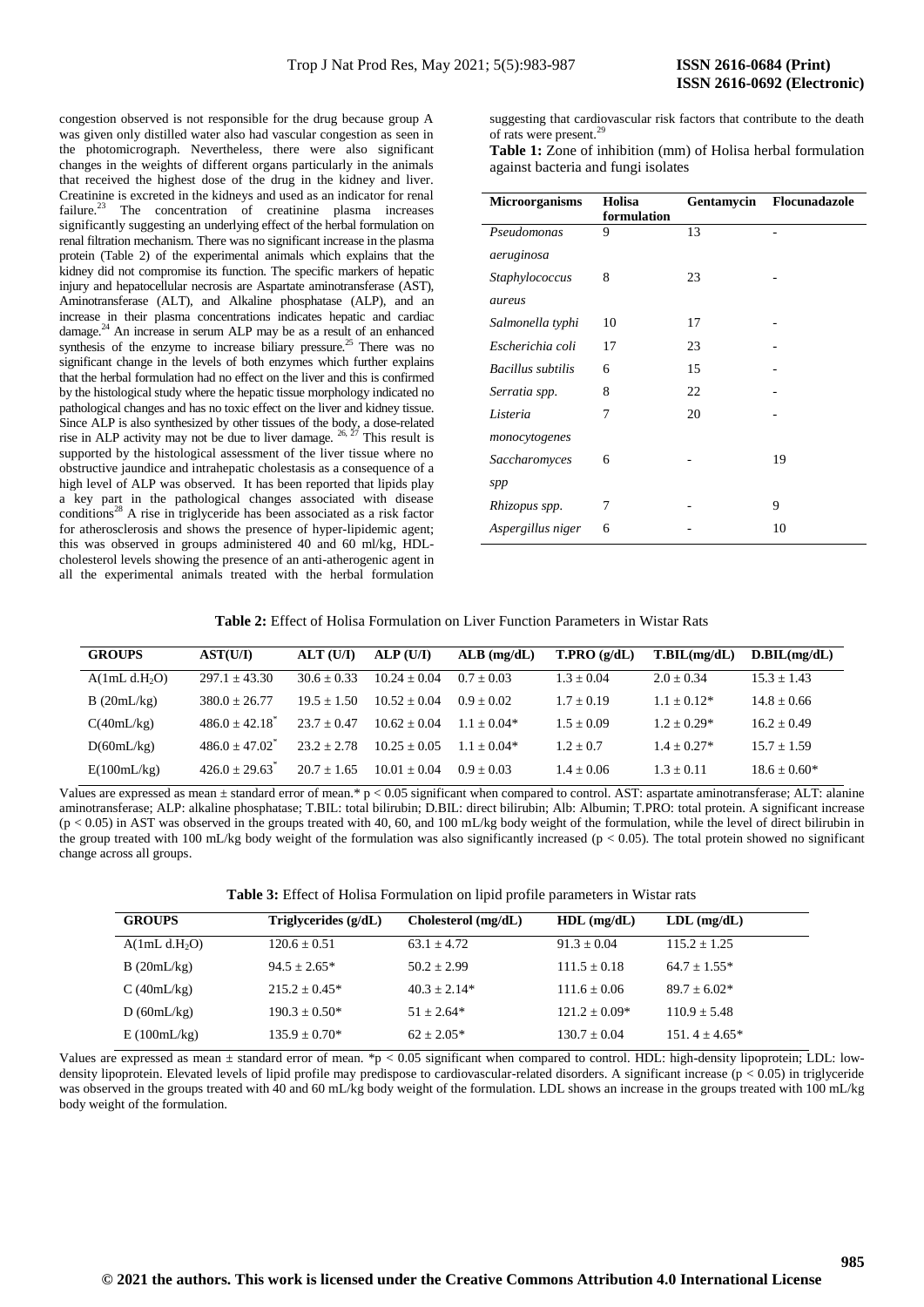congestion observed is not responsible for the drug because group A was given only distilled water also had vascular congestion as seen in the photomicrograph. Nevertheless, there were also significant changes in the weights of different organs particularly in the animals that received the highest dose of the drug in the kidney and liver. Creatinine is excreted in the kidneys and used as an indicator for renal failure.[23] The concentration of creatinine plasma increases significantly suggesting an underlying effect of the herbal formulation on renal filtration mechanism. There was no significant increase in the plasma protein (Table 2) of the experimental animals which explains that the kidney did not compromise its function. The specific markers of hepatic injury and hepatocellular necrosis are Aspartate aminotransferase (AST), Aminotransferase (ALT), and Alkaline phosphatase (ALP), and an increase in their plasma concentrations indicates hepatic and cardiac damage.[24] An increase in serum ALP may be as a result of an enhanced synthesis of the enzyme to increase biliary pressure.[25] There was no significant change in the levels of both enzymes which further explains that the herbal formulation had no effect on the liver and this is confirmed by the histological study where the hepatic tissue morphology indicated no pathological changes and has no toxic effect on the liver and kidney tissue. Since ALP is also synthesized by other tissues of the body, a dose-related rise in ALP activity may not be due to liver damage.[26, 27] This result is supported by the histological assessment of the liver tissue where no obstructive jaundice and intrahepatic cholestasis as a consequence of a high level of ALP was observed. It has been reported that lipids play a key part in the pathological changes associated with disease conditions[28] A rise in triglyceride has been associated as a risk factor for atherosclerosis and shows the presence of hyper-lipidemic agent; this was observed in groups administered 40 and 60 ml/kg, HDL-cholesterol levels showing the presence of an anti-atherogenic agent in all the experimental animals treated with the herbal formulation suggesting that cardiovascular risk factors that contribute to the death of rats were present.[29]

**Table 1:** Zone of inhibition (mm) of Holisa herbal formulation against bacteria and fungi isolates

| Microorganisms | Holisa formulation | Gentamycin | Flocunadazole |
|---|---|---|---|
| *Pseudomonas aeruginosa* | 9 | 13 | - |
| *Staphylococcus aureus* | 8 | 23 | - |
| *Salmonella typhi* | 10 | 17 | - |
| *Escherichia coli* | 17 | 23 | - |
| *Bacillus subtilis* | 6 | 15 | - |
| *Serratia spp.* | 8 | 22 | - |
| *Listeria monocytogenes* | 7 | 20 | - |
| *Saccharomyces spp* | 6 | - | 19 |
| *Rhizopus spp.* | 7 | - | 9 |
| *Aspergillus niger* | 6 | - | 10 |

**Table 2:** Effect of Holisa Formulation on Liver Function Parameters in Wistar Rats

| GROUPS | AST(U/I) | ALT (U/I) | ALP (U/I) | ALB (mg/dL) | T.PRO (g/dL) | T.BIL(mg/dL) | D.BIL(mg/dL) |
|---|---|---|---|---|---|---|---|
| A(1mL d.$H_2O$) | 297.1 ± 43.30 | 30.6 ± 0.33 | 10.24 ± 0.04 | 0.7 ± 0.03 | 1.3 ± 0.04 | 2.0 ± 0.34 | 15.3 ± 1.43 |
| B (20mL/kg) | 380.0 ± 26.77 | 19.5 ± 1.50 | 10.52 ± 0.04 | 0.9 ± 0.02 | 1.7 ± 0.19 | 1.1 ± 0.12* | 14.8 ± 0.66 |
| C(40mL/kg) | 486.0 ± 42.18* | 23.7 ± 0.47 | 10.62 ± 0.04 | 1.1 ± 0.04* | 1.5 ± 0.09 | 1.2 ± 0.29* | 16.2 ± 0.49 |
| D(60mL/kg) | 486.0 ± 47.02* | 23.2 ± 2.78 | 10.25 ± 0.05 | 1.1 ± 0.04* | 1.2 ± 0.7 | 1.4 ± 0.27* | 15.7 ± 1.59 |
| E(100mL/kg) | 426.0 ± 29.63* | 20.7 ± 1.65 | 10.01 ± 0.04 | 0.9 ± 0.03 | 1.4 ± 0.06 | 1.3 ± 0.11 | 18.6 ± 0.60* |

Values are expressed as mean ± standard error of mean.* $p < 0.05$ significant when compared to control. AST: aspartate aminotransferase; ALT: alanine aminotransferase; ALP: alkaline phosphatase; T.BIL: total bilirubin; D.BIL: direct bilirubin; Alb: Albumin; T.PRO: total protein. A significant increase ($p < 0.05$) in AST was observed in the groups treated with 40, 60, and 100 mL/kg body weight of the formulation, while the level of direct bilirubin in the group treated with 100 mL/kg body weight of the formulation was also significantly increased ($p < 0.05$). The total protein showed no significant change across all groups.

**Table 3:** Effect of Holisa Formulation on lipid profile parameters in Wistar rats

| GROUPS | Triglycerides (g/dL) | Cholesterol (mg/dL) | HDL (mg/dL) | LDL (mg/dL) |
|---|---|---|---|---|
| A(1mL d.$H_2O$) | 120.6 ± 0.51 | 63.1 ± 4.72 | 91.3 ± 0.04 | 115.2 ± 1.25 |
| B (20mL/kg) | 94.5 ± 2.65* | 50.2 ± 2.99 | 111.5 ± 0.18 | 64.7 ± 1.55* |
| C (40mL/kg) | 215.2 ± 0.45* | 40.3 ± 2.14* | 111.6 ± 0.06 | 89.7 ± 6.02* |
| D (60mL/kg) | 190.3 ± 0.50* | 51 ± 2.64* | 121.2 ± 0.09* | 110.9 ± 5.48 |
| E (100mL/kg) | 135.9 ± 0.70* | 62 ± 2.05* | 130.7 ± 0.04 | 151. 4 ± 4.65* |

Values are expressed as mean ± standard error of mean. *$p < 0.05$ significant when compared to control. HDL: high-density lipoprotein; LDL: low-density lipoprotein. Elevated levels of lipid profile may predispose to cardiovascular-related disorders. A significant increase ($p < 0.05$) in triglyceride was observed in the groups treated with 40 and 60 mL/kg body weight of the formulation. LDL shows an increase in the groups treated with 100 mL/kg body weight of the formulation.

© 2021 the authors. This work is licensed under the Creative Commons Attribution 4.0 International License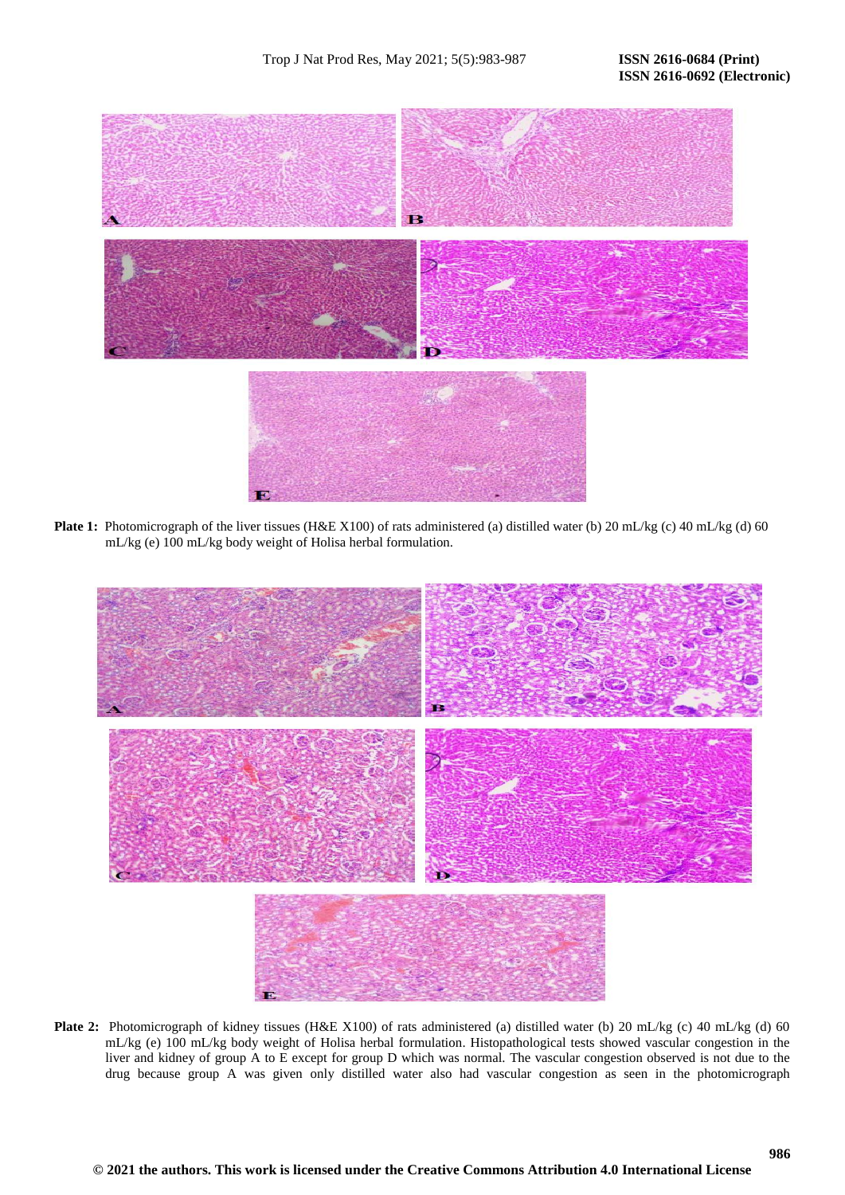**Plate 1:** Photomicrograph of the liver tissues (H&E X100) of rats administered (a) distilled water (b) 20 mL/kg (c) 40 mL/kg (d) 60 mL/kg (e) 100 mL/kg body weight of Holisa herbal formulation.

**Plate 2:** Photomicrograph of kidney tissues (H&E X100) of rats administered (a) distilled water (b) 20 mL/kg (c) 40 mL/kg (d) 60 mL/kg (e) 100 mL/kg body weight of Holisa herbal formulation. Histopathological tests showed vascular congestion in the liver and kidney of group A to E except for group D which was normal. The vascular congestion observed is not due to the drug because group A was given only distilled water also had vascular congestion as seen in the photomicrograph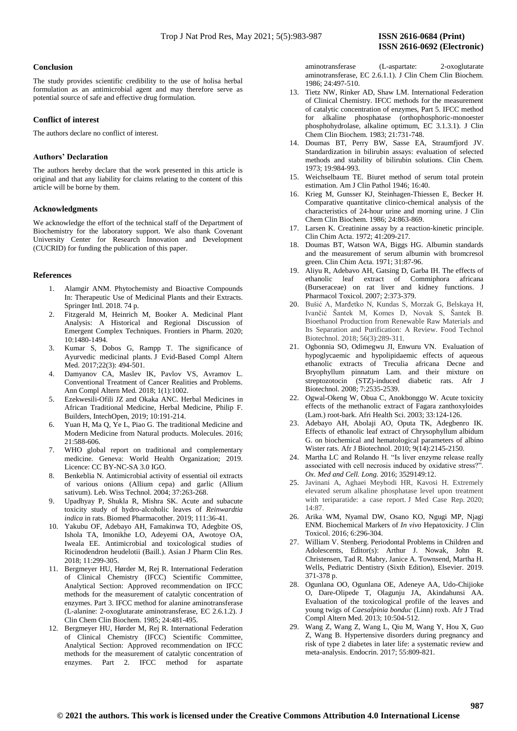## Conclusion

The study provides scientific credibility to the use of holisa herbal formulation as an antimicrobial agent and may therefore serve as potential source of safe and effective drug formulation.

## Conflict of interest

The authors declare no conflict of interest.

## Authors' Declaration

The authors hereby declare that the work presented in this article is original and that any liability for claims relating to the content of this article will be borne by them.

## Acknowledgments

We acknowledge the effort of the technical staff of the Department of Biochemistry for the laboratory support. We also thank Covenant University Center for Research Innovation and Development (CUCRID) for funding the publication of this paper.

## References

1. Alamgir ANM. Phytochemisty and Bioactive Compounds In: Therapeutic Use of Medicinal Plants and their Extracts. Springer Intl. 2018. 74 p.
2. Fitzgerald M, Heinrich M, Booker A. Medicinal Plant Analysis: A Historical and Regional Discussion of Emergent Complex Techniques. Frontiers in Pharm. 2020; 10:1480-1494.
3. Kumar S, Dobos G, Rampp T. The significance of Ayurvedic medicinal plants. J Evid-Based Compl Altern Med. 2017;22(3): 494-501.
4. Damyanov CA, Maslev IK, Pavlov VS, Avramov L. Conventional Treatment of Cancer Realities and Problems. Ann Compl Altern Med. 2018; 1(1):1002.
5. Ezekwesili-Ofili JZ and Okaka ANC. Herbal Medicines in African Traditional Medicine, Herbal Medicine, Philip F. Builders, IntechOpen, 2019; 10:191-214.
6. Yuan H, Ma Q, Ye L, Piao G. The traditional Medicine and Modern Medicine from Natural products. Molecules. 2016; 21:588-606.
7. WHO global report on traditional and complementary medicine. Geneva: World Health Organization; 2019. Licence: CC BY-NC-SA 3.0 IGO.
8. Benkeblia N. Antimicrobial activity of essential oil extracts of various onions (Allium cepa) and garlic (Allium sativum). Leb. Wiss Technol. 2004; 37:263-268.
9. Upadhyay P, Shukla R, Mishra SK. Acute and subacute toxicity study of hydro-alcoholic leaves of *Reinwardtia indica* in rats. Biomed Pharmacother. 2019; 111:36-41.
10. Yakubu OF, Adebayo AH, Famakinwa TO, Adegbite OS, Ishola TA, Imonikhe LO, Adeyemi OA, Awotoye OA, Iweala EE. Antimicrobial and toxicological studies of Ricinodendron heudelotii (Baill.). Asian J Pharm Clin Res. 2018; 11:299-305.
11. Bergmeyer HU, Hørder M, Rej R. International Federation of Clinical Chemistry (IFCC) Scientific Committee, Analytical Section: Approved recommendation on IFCC methods for the measurement of catalytic concentration of enzymes. Part 3. IFCC method for alanine aminotransferase (L-alanine: 2-oxoglutarate aminotransferase, EC 2.6.1.2). J Clin Chem Clin Biochem. 1985; 24:481-495.
12. Bergmeyer HU, Hørder M, Rej R. International Federation of Clinical Chemistry (IFCC) Scientific Committee, Analytical Section: Approved recommendation on IFCC methods for the measurement of catalytic concentration of enzymes. Part 2. IFCC method for aspartate aminotransferase (L-aspartate: 2-oxoglutarate aminotransferase, EC 2.6.1.1). J Clin Chem Clin Biochem. 1986; 24:497-510.
13. Tietz NW, Rinker AD, Shaw LM. International Federation of Clinical Chemistry. IFCC methods for the measurement of catalytic concentration of enzymes, Part 5. IFCC method for alkaline phosphatase (orthophosphoric-monoester phosphohydrolase, alkaline optimum, EC 3.1.3.1). J Clin Chem Clin Biochem. 1983; 21:731-748.
14. Doumas BT, Perry BW, Sasse EA, Straumfjord JV. Standardization in bilirubin assays: evaluation of selected methods and stability of bilirubin solutions. Clin Chem. 1973; 19:984-993.
15. Weichselbaum TE. Biuret method of serum total protein estimation. Am J Clin Pathol 1946; 16:40.
16. Krieg M, Gunsser KJ, Steinhagen-Thiessen E, Becker H. Comparative quantitative clinico-chemical analysis of the characteristics of 24-hour urine and morning urine. J Clin Chem Clin Biochem. 1986; 24:863-869.
17. Larsen K. Creatinine assay by a reaction-kinetic principle. Clin Chim Acta. 1972; 41:209-217.
18. Doumas BT, Watson WA, Biggs HG. Albumin standards and the measurement of serum albumin with bromcresol green. Clin Chim Acta. 1971; 31:87-96.
19. Aliyu R, Adebavo AH, Gatsing D, Garba IH. The effects of ethanolic leaf extract of Commiphora africana (Burseraceae) on rat liver and kidney functions. J Pharmacol Toxicol. 2007; 2:373-379.
20. Bušić A, Marđetko N, Kundas S, Morzak G, Belskaya H, Ivančić Šantek M, Komes D, Novak S, Šantek B. Bioethanol Production from Renewable Raw Materials and Its Separation and Purification: A Review. Food Technol Biotechnol. 2018; 56(3):289-311.
21. Ogbonnia SO, Odimegwu JI, Enwuru VN. Evaluation of hypoglycaemic and hypolipidaemic effects of aqueous ethanolic extracts of Treculia africana Decne and Bryophyllum pinnatum Lam. and their mixture on streptozotocin (STZ)-induced diabetic rats. Afr J Biotechnol. 2008; 7:2535-2539.
22. Ogwal-Okeng W, Obua C, Anokbonggo W. Acute toxicity effects of the methanolic extract of Fagara zanthoxyloides (Lam.) root-bark. Afri Health Sci. 2003; 33:124-126.
23. Adebayo AH, Abolaji AO, Oputa TK, Adegbenro IK. Effects of ethanolic leaf extract of Chrysophyllum albidum G. on biochemical and hematological parameters of albino Wister rats. Afr J Biotechnol. 2010; 9(14):2145-2150.
24. Martha LC and Rolando H. "Is liver enzyme release really associated with cell necrosis induced by oxidative stress?". *Ox. Med and Cell. Long.* 2016; 3529149:12.
25. Javinani A, Aghaei Meybodi HR, Kavosi H. Extremely elevated serum alkaline phosphatase level upon treatment with teriparatide: a case report. J Med Case Rep. 2020; 14:87.
26. Arika WM, Nyamal DW, Osano KO, Ngugi MP, Njagi ENM. Biochemical Markers of *In vivo* Hepatoxicity. J Clin Toxicol. 2016; 6:296-304.
27. William V. Stenberg. Periodontal Problems in Children and Adolescents, Editor(s): Arthur J. Nowak, John R. Christensen, Tad R. Mabry, Janice A. Townsend, Martha H. Wells, Pediatric Dentistry (Sixth Edition), Elsevier. 2019. 371-378 p.
28. Ogunlana OO, Ogunlana OE, Adeneye AA, Udo-Chijioke O, Dare-Olipede T, Olagunju JA, Akindahunsi AA. Evaluation of the toxicological profile of the leaves and young twigs of *Caesalpinia bonduc* (Linn) roxb. Afr J Trad Compl Altern Med. 2013; 10:504-512.
29. Wang Z, Wang Z, Wang L, Qiu M, Wang Y, Hou X, Guo Z, Wang B. Hypertensive disorders during pregnancy and risk of type 2 diabetes in later life: a systematic review and meta-analysis. Endocrin. 2017; 55:809-821.